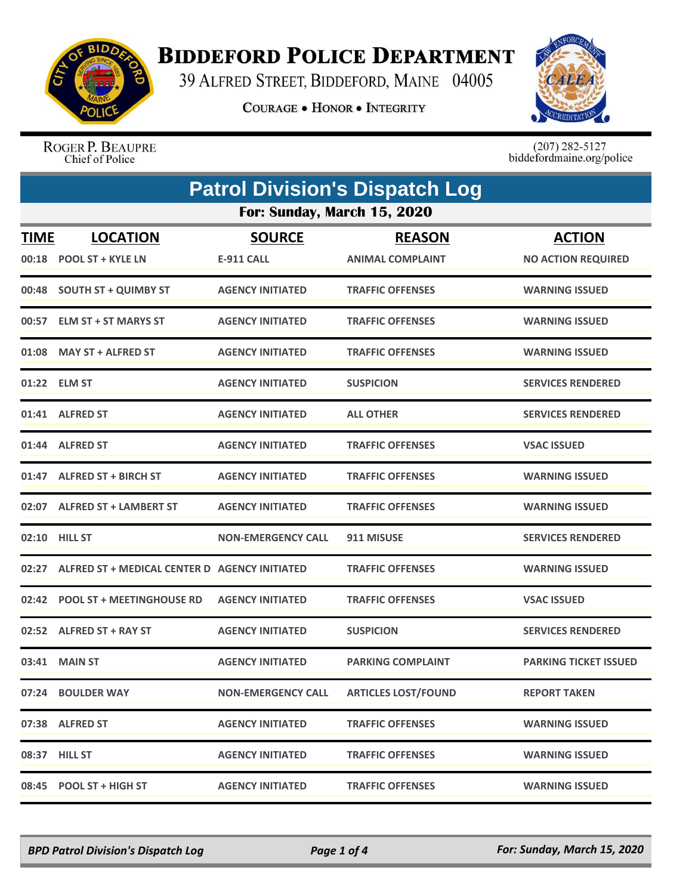# Biddeford Police Department

39 Alfred Street, Biddeford, Maine 04005

**Courage • Honor • Integrity**

Roger P. Beaupre
Chief of Police

(207) 282-5127
biddefordmaine.org/police

## Patrol Division's Dispatch Log

### For: Sunday, March 15, 2020

| TIME | LOCATION | SOURCE | REASON | ACTION |
|---|---|---|---|---|
| 00:18 | POOL ST + KYLE LN | E-911 CALL | ANIMAL COMPLAINT | NO ACTION REQUIRED |
| 00:48 | SOUTH ST + QUIMBY ST | AGENCY INITIATED | TRAFFIC OFFENSES | WARNING ISSUED |
| 00:57 | ELM ST + ST MARYS ST | AGENCY INITIATED | TRAFFIC OFFENSES | WARNING ISSUED |
| 01:08 | MAY ST + ALFRED ST | AGENCY INITIATED | TRAFFIC OFFENSES | WARNING ISSUED |
| 01:22 | ELM ST | AGENCY INITIATED | SUSPICION | SERVICES RENDERED |
| 01:41 | ALFRED ST | AGENCY INITIATED | ALL OTHER | SERVICES RENDERED |
| 01:44 | ALFRED ST | AGENCY INITIATED | TRAFFIC OFFENSES | VSAC ISSUED |
| 01:47 | ALFRED ST + BIRCH ST | AGENCY INITIATED | TRAFFIC OFFENSES | WARNING ISSUED |
| 02:07 | ALFRED ST + LAMBERT ST | AGENCY INITIATED | TRAFFIC OFFENSES | WARNING ISSUED |
| 02:10 | HILL ST | NON-EMERGENCY CALL | 911 MISUSE | SERVICES RENDERED |
| 02:27 | ALFRED ST + MEDICAL CENTER D | AGENCY INITIATED | TRAFFIC OFFENSES | WARNING ISSUED |
| 02:42 | POOL ST + MEETINGHOUSE RD | AGENCY INITIATED | TRAFFIC OFFENSES | VSAC ISSUED |
| 02:52 | ALFRED ST + RAY ST | AGENCY INITIATED | SUSPICION | SERVICES RENDERED |
| 03:41 | MAIN ST | AGENCY INITIATED | PARKING COMPLAINT | PARKING TICKET ISSUED |
| 07:24 | BOULDER WAY | NON-EMERGENCY CALL | ARTICLES LOST/FOUND | REPORT TAKEN |
| 07:38 | ALFRED ST | AGENCY INITIATED | TRAFFIC OFFENSES | WARNING ISSUED |
| 08:37 | HILL ST | AGENCY INITIATED | TRAFFIC OFFENSES | WARNING ISSUED |
| 08:45 | POOL ST + HIGH ST | AGENCY INITIATED | TRAFFIC OFFENSES | WARNING ISSUED |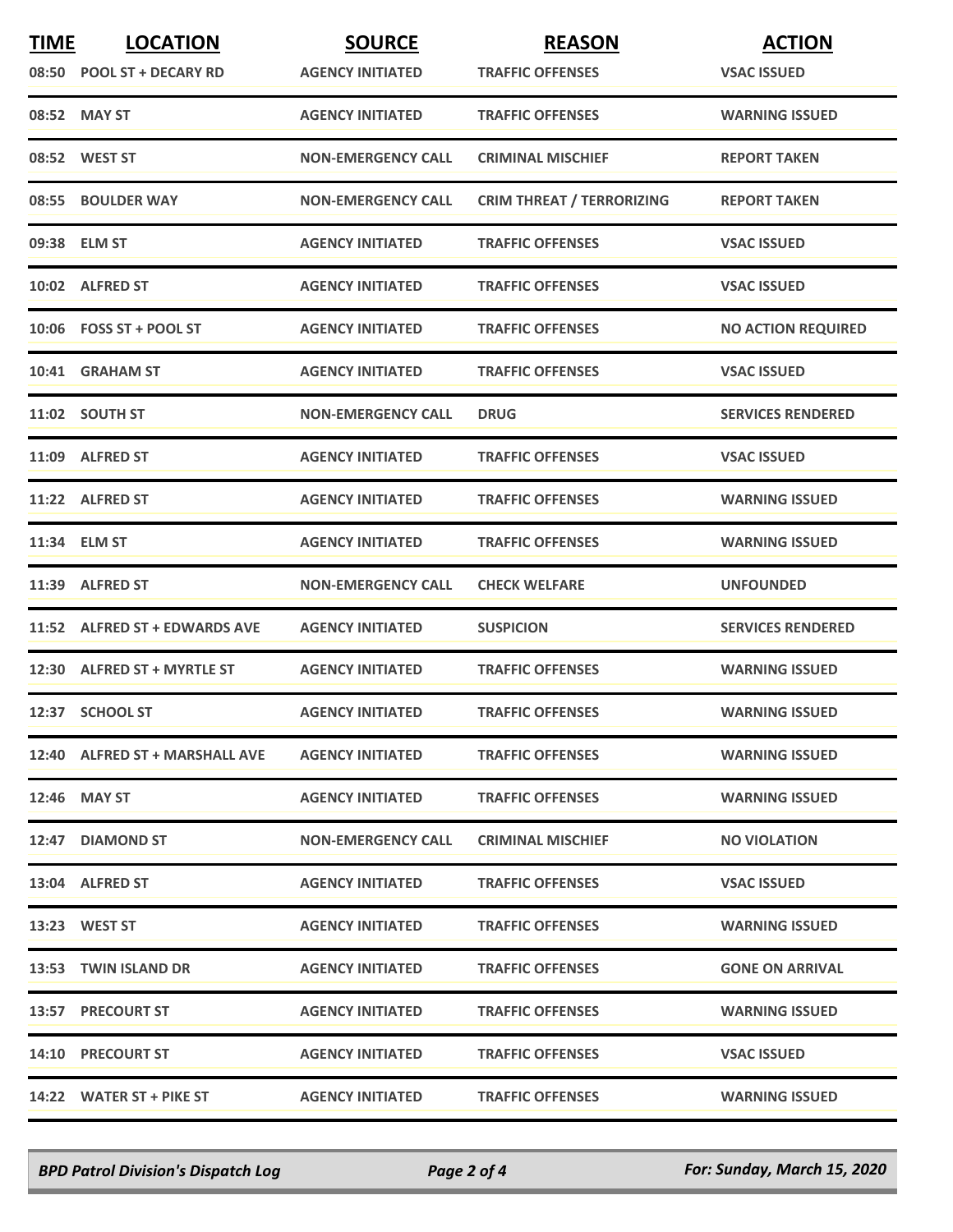| TIME | LOCATION | SOURCE | REASON | ACTION |
|---|---|---|---|---|
| 08:50 | POOL ST + DECARY RD | AGENCY INITIATED | TRAFFIC OFFENSES | VSAC ISSUED |
| 08:52 | MAY ST | AGENCY INITIATED | TRAFFIC OFFENSES | WARNING ISSUED |
| 08:52 | WEST ST | NON-EMERGENCY CALL | CRIMINAL MISCHIEF | REPORT TAKEN |
| 08:55 | BOULDER WAY | NON-EMERGENCY CALL | CRIM THREAT / TERRORIZING | REPORT TAKEN |
| 09:38 | ELM ST | AGENCY INITIATED | TRAFFIC OFFENSES | VSAC ISSUED |
| 10:02 | ALFRED ST | AGENCY INITIATED | TRAFFIC OFFENSES | VSAC ISSUED |
| 10:06 | FOSS ST + POOL ST | AGENCY INITIATED | TRAFFIC OFFENSES | NO ACTION REQUIRED |
| 10:41 | GRAHAM ST | AGENCY INITIATED | TRAFFIC OFFENSES | VSAC ISSUED |
| 11:02 | SOUTH ST | NON-EMERGENCY CALL | DRUG | SERVICES RENDERED |
| 11:09 | ALFRED ST | AGENCY INITIATED | TRAFFIC OFFENSES | VSAC ISSUED |
| 11:22 | ALFRED ST | AGENCY INITIATED | TRAFFIC OFFENSES | WARNING ISSUED |
| 11:34 | ELM ST | AGENCY INITIATED | TRAFFIC OFFENSES | WARNING ISSUED |
| 11:39 | ALFRED ST | NON-EMERGENCY CALL | CHECK WELFARE | UNFOUNDED |
| 11:52 | ALFRED ST + EDWARDS AVE | AGENCY INITIATED | SUSPICION | SERVICES RENDERED |
| 12:30 | ALFRED ST + MYRTLE ST | AGENCY INITIATED | TRAFFIC OFFENSES | WARNING ISSUED |
| 12:37 | SCHOOL ST | AGENCY INITIATED | TRAFFIC OFFENSES | WARNING ISSUED |
| 12:40 | ALFRED ST + MARSHALL AVE | AGENCY INITIATED | TRAFFIC OFFENSES | WARNING ISSUED |
| 12:46 | MAY ST | AGENCY INITIATED | TRAFFIC OFFENSES | WARNING ISSUED |
| 12:47 | DIAMOND ST | NON-EMERGENCY CALL | CRIMINAL MISCHIEF | NO VIOLATION |
| 13:04 | ALFRED ST | AGENCY INITIATED | TRAFFIC OFFENSES | VSAC ISSUED |
| 13:23 | WEST ST | AGENCY INITIATED | TRAFFIC OFFENSES | WARNING ISSUED |
| 13:53 | TWIN ISLAND DR | AGENCY INITIATED | TRAFFIC OFFENSES | GONE ON ARRIVAL |
| 13:57 | PRECOURT ST | AGENCY INITIATED | TRAFFIC OFFENSES | WARNING ISSUED |
| 14:10 | PRECOURT ST | AGENCY INITIATED | TRAFFIC OFFENSES | VSAC ISSUED |
| 14:22 | WATER ST + PIKE ST | AGENCY INITIATED | TRAFFIC OFFENSES | WARNING ISSUED |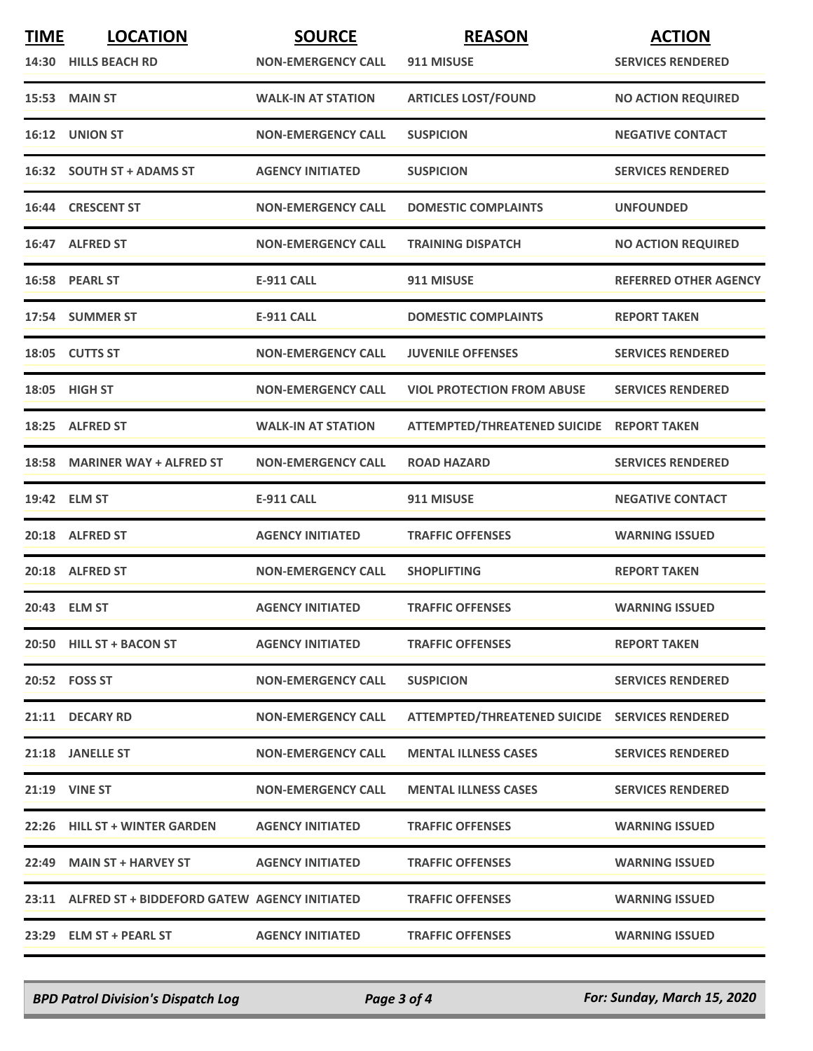| TIME | LOCATION | SOURCE | REASON | ACTION |
|---|---|---|---|---|
| 14:30 | HILLS BEACH RD | NON-EMERGENCY CALL | 911 MISUSE | SERVICES RENDERED |
| 15:53 | MAIN ST | WALK-IN AT STATION | ARTICLES LOST/FOUND | NO ACTION REQUIRED |
| 16:12 | UNION ST | NON-EMERGENCY CALL | SUSPICION | NEGATIVE CONTACT |
| 16:32 | SOUTH ST + ADAMS ST | AGENCY INITIATED | SUSPICION | SERVICES RENDERED |
| 16:44 | CRESCENT ST | NON-EMERGENCY CALL | DOMESTIC COMPLAINTS | UNFOUNDED |
| 16:47 | ALFRED ST | NON-EMERGENCY CALL | TRAINING DISPATCH | NO ACTION REQUIRED |
| 16:58 | PEARL ST | E-911 CALL | 911 MISUSE | REFERRED OTHER AGENCY |
| 17:54 | SUMMER ST | E-911 CALL | DOMESTIC COMPLAINTS | REPORT TAKEN |
| 18:05 | CUTTS ST | NON-EMERGENCY CALL | JUVENILE OFFENSES | SERVICES RENDERED |
| 18:05 | HIGH ST | NON-EMERGENCY CALL | VIOL PROTECTION FROM ABUSE | SERVICES RENDERED |
| 18:25 | ALFRED ST | WALK-IN AT STATION | ATTEMPTED/THREATENED SUICIDE | REPORT TAKEN |
| 18:58 | MARINER WAY + ALFRED ST | NON-EMERGENCY CALL | ROAD HAZARD | SERVICES RENDERED |
| 19:42 | ELM ST | E-911 CALL | 911 MISUSE | NEGATIVE CONTACT |
| 20:18 | ALFRED ST | AGENCY INITIATED | TRAFFIC OFFENSES | WARNING ISSUED |
| 20:18 | ALFRED ST | NON-EMERGENCY CALL | SHOPLIFTING | REPORT TAKEN |
| 20:43 | ELM ST | AGENCY INITIATED | TRAFFIC OFFENSES | WARNING ISSUED |
| 20:50 | HILL ST + BACON ST | AGENCY INITIATED | TRAFFIC OFFENSES | REPORT TAKEN |
| 20:52 | FOSS ST | NON-EMERGENCY CALL | SUSPICION | SERVICES RENDERED |
| 21:11 | DECARY RD | NON-EMERGENCY CALL | ATTEMPTED/THREATENED SUICIDE | SERVICES RENDERED |
| 21:18 | JANELLE ST | NON-EMERGENCY CALL | MENTAL ILLNESS CASES | SERVICES RENDERED |
| 21:19 | VINE ST | NON-EMERGENCY CALL | MENTAL ILLNESS CASES | SERVICES RENDERED |
| 22:26 | HILL ST + WINTER GARDEN | AGENCY INITIATED | TRAFFIC OFFENSES | WARNING ISSUED |
| 22:49 | MAIN ST + HARVEY ST | AGENCY INITIATED | TRAFFIC OFFENSES | WARNING ISSUED |
| 23:11 | ALFRED ST + BIDDEFORD GATEW | AGENCY INITIATED | TRAFFIC OFFENSES | WARNING ISSUED |
| 23:29 | ELM ST + PEARL ST | AGENCY INITIATED | TRAFFIC OFFENSES | WARNING ISSUED |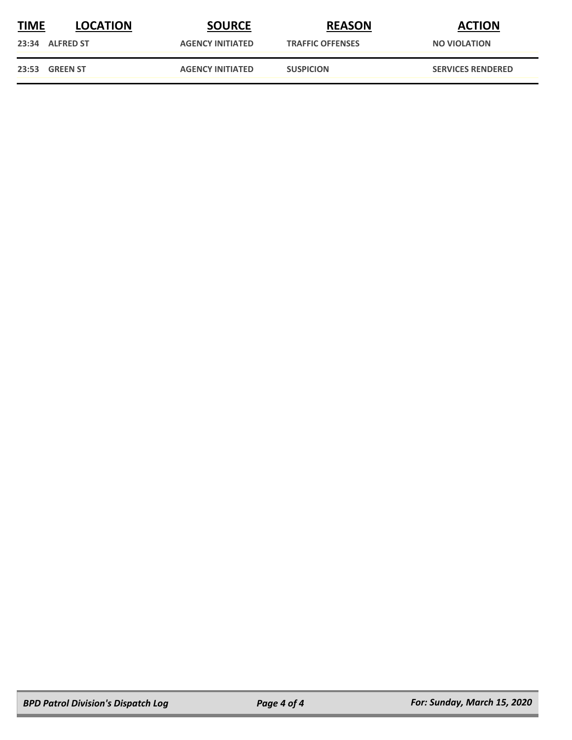| TIME | LOCATION | SOURCE | REASON | ACTION |
|---|---|---|---|---|
| 23:34 | ALFRED ST | AGENCY INITIATED | TRAFFIC OFFENSES | NO VIOLATION |
| 23:53 | GREEN ST | AGENCY INITIATED | SUSPICION | SERVICES RENDERED |